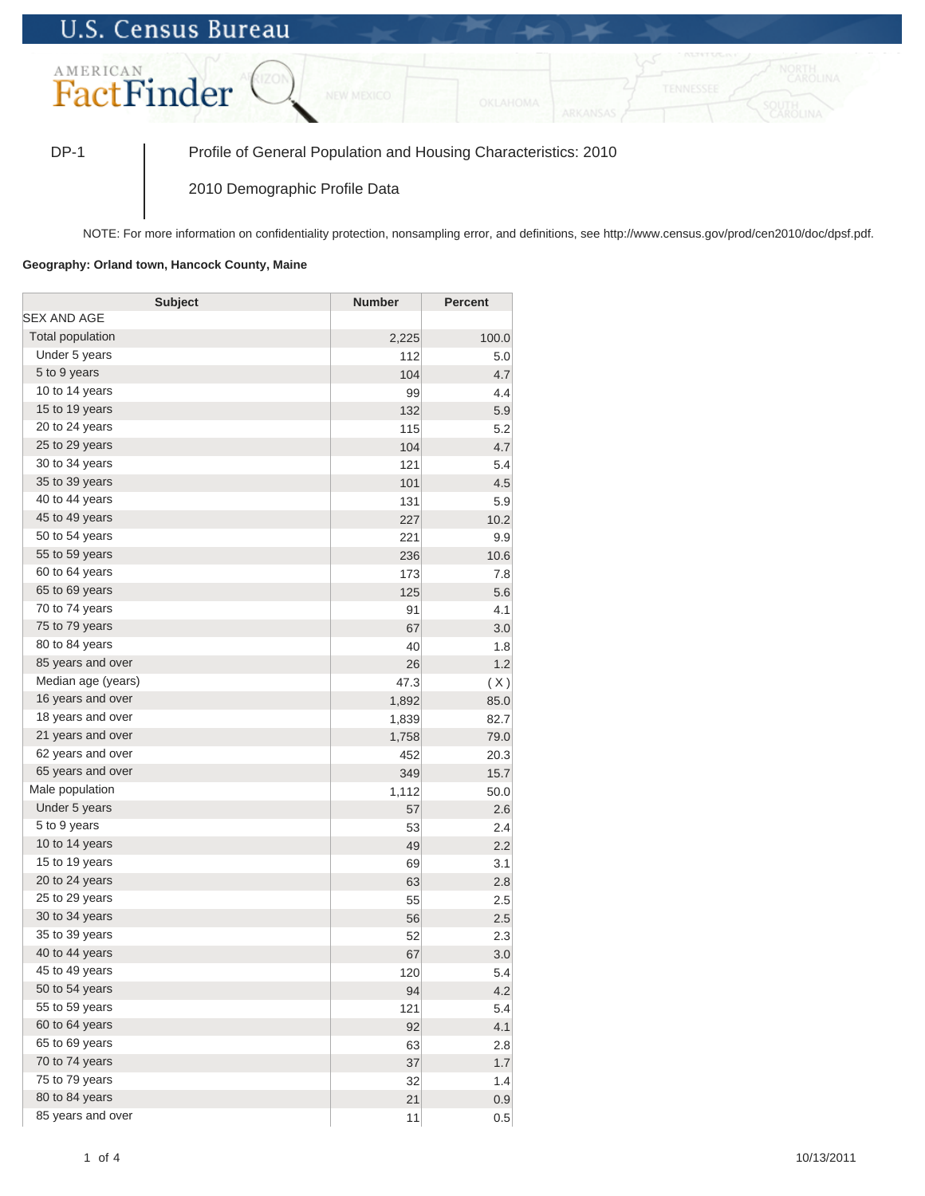U.S. Census Bureau

AMERICAN FactFinder

DP-1 | Profile of General Population and Housing Characteristics: 2010

2010 Demographic Profile Data

NOTE: For more information on confidentiality protection, nonsampling error, and definitions, see http://www.census.gov/prod/cen2010/doc/dpsf.pdf.

**Geography: Orland town, Hancock County, Maine**

| Subject | Number | Percent |
|---|---|---|
| SEX AND AGE | | |
| Total population | 2,225 | 100.0 |
| Under 5 years | 112 | 5.0 |
| 5 to 9 years | 104 | 4.7 |
| 10 to 14 years | 99 | 4.4 |
| 15 to 19 years | 132 | 5.9 |
| 20 to 24 years | 115 | 5.2 |
| 25 to 29 years | 104 | 4.7 |
| 30 to 34 years | 121 | 5.4 |
| 35 to 39 years | 101 | 4.5 |
| 40 to 44 years | 131 | 5.9 |
| 45 to 49 years | 227 | 10.2 |
| 50 to 54 years | 221 | 9.9 |
| 55 to 59 years | 236 | 10.6 |
| 60 to 64 years | 173 | 7.8 |
| 65 to 69 years | 125 | 5.6 |
| 70 to 74 years | 91 | 4.1 |
| 75 to 79 years | 67 | 3.0 |
| 80 to 84 years | 40 | 1.8 |
| 85 years and over | 26 | 1.2 |
| Median age (years) | 47.3 | ( X ) |
| 16 years and over | 1,892 | 85.0 |
| 18 years and over | 1,839 | 82.7 |
| 21 years and over | 1,758 | 79.0 |
| 62 years and over | 452 | 20.3 |
| 65 years and over | 349 | 15.7 |
| Male population | 1,112 | 50.0 |
| Under 5 years | 57 | 2.6 |
| 5 to 9 years | 53 | 2.4 |
| 10 to 14 years | 49 | 2.2 |
| 15 to 19 years | 69 | 3.1 |
| 20 to 24 years | 63 | 2.8 |
| 25 to 29 years | 55 | 2.5 |
| 30 to 34 years | 56 | 2.5 |
| 35 to 39 years | 52 | 2.3 |
| 40 to 44 years | 67 | 3.0 |
| 45 to 49 years | 120 | 5.4 |
| 50 to 54 years | 94 | 4.2 |
| 55 to 59 years | 121 | 5.4 |
| 60 to 64 years | 92 | 4.1 |
| 65 to 69 years | 63 | 2.8 |
| 70 to 74 years | 37 | 1.7 |
| 75 to 79 years | 32 | 1.4 |
| 80 to 84 years | 21 | 0.9 |
| 85 years and over | 11 | 0.5 |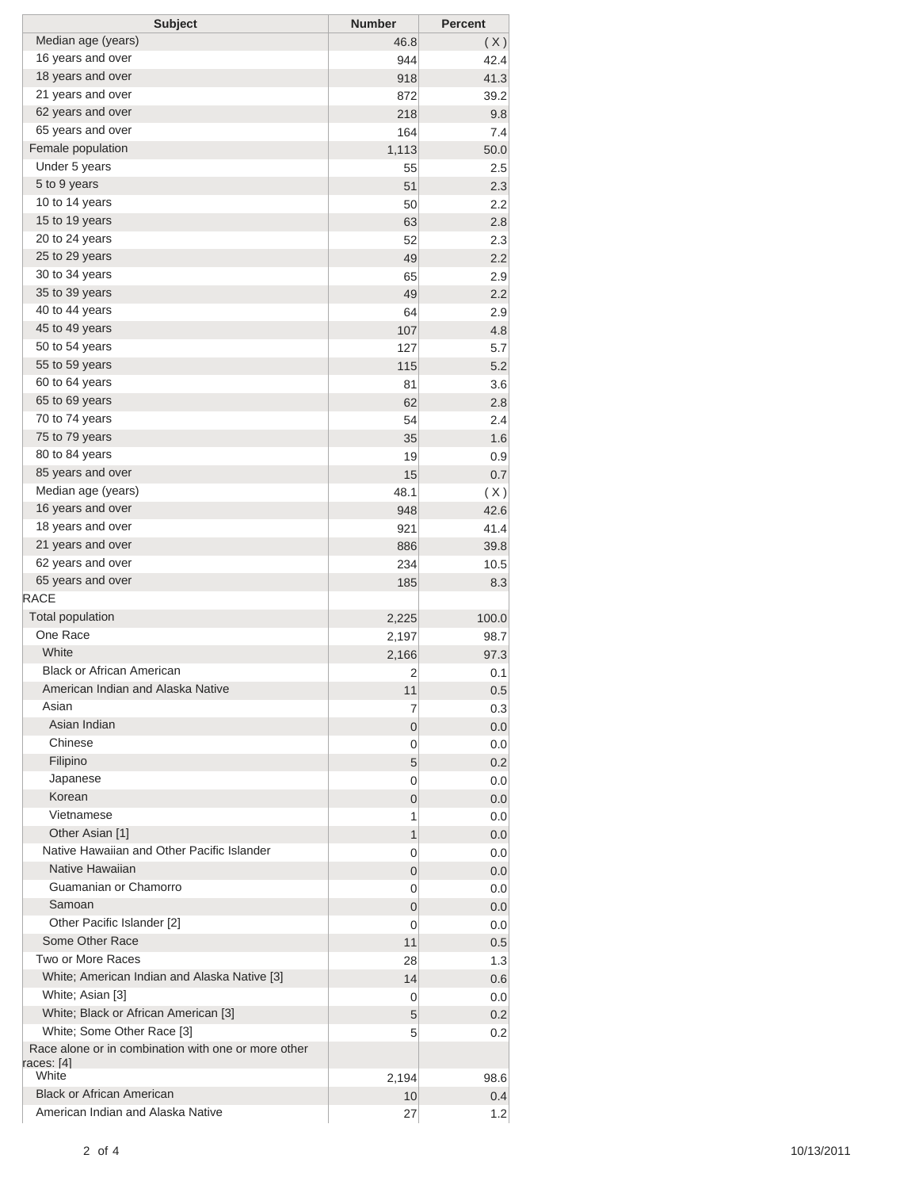| Subject | Number | Percent |
|---|---|---|
| Median age (years) | 46.8 | ( X ) |
| 16 years and over | 944 | 42.4 |
| 18 years and over | 918 | 41.3 |
| 21 years and over | 872 | 39.2 |
| 62 years and over | 218 | 9.8 |
| 65 years and over | 164 | 7.4 |
| Female population | 1,113 | 50.0 |
| Under 5 years | 55 | 2.5 |
| 5 to 9 years | 51 | 2.3 |
| 10 to 14 years | 50 | 2.2 |
| 15 to 19 years | 63 | 2.8 |
| 20 to 24 years | 52 | 2.3 |
| 25 to 29 years | 49 | 2.2 |
| 30 to 34 years | 65 | 2.9 |
| 35 to 39 years | 49 | 2.2 |
| 40 to 44 years | 64 | 2.9 |
| 45 to 49 years | 107 | 4.8 |
| 50 to 54 years | 127 | 5.7 |
| 55 to 59 years | 115 | 5.2 |
| 60 to 64 years | 81 | 3.6 |
| 65 to 69 years | 62 | 2.8 |
| 70 to 74 years | 54 | 2.4 |
| 75 to 79 years | 35 | 1.6 |
| 80 to 84 years | 19 | 0.9 |
| 85 years and over | 15 | 0.7 |
| Median age (years) | 48.1 | ( X ) |
| 16 years and over | 948 | 42.6 |
| 18 years and over | 921 | 41.4 |
| 21 years and over | 886 | 39.8 |
| 62 years and over | 234 | 10.5 |
| 65 years and over | 185 | 8.3 |
| RACE | | |
| Total population | 2,225 | 100.0 |
| One Race | 2,197 | 98.7 |
| White | 2,166 | 97.3 |
| Black or African American | 2 | 0.1 |
| American Indian and Alaska Native | 11 | 0.5 |
| Asian | 7 | 0.3 |
| Asian Indian | 0 | 0.0 |
| Chinese | 0 | 0.0 |
| Filipino | 5 | 0.2 |
| Japanese | 0 | 0.0 |
| Korean | 0 | 0.0 |
| Vietnamese | 1 | 0.0 |
| Other Asian [1] | 1 | 0.0 |
| Native Hawaiian and Other Pacific Islander | 0 | 0.0 |
| Native Hawaiian | 0 | 0.0 |
| Guamanian or Chamorro | 0 | 0.0 |
| Samoan | 0 | 0.0 |
| Other Pacific Islander [2] | 0 | 0.0 |
| Some Other Race | 11 | 0.5 |
| Two or More Races | 28 | 1.3 |
| White; American Indian and Alaska Native [3] | 14 | 0.6 |
| White; Asian [3] | 0 | 0.0 |
| White; Black or African American [3] | 5 | 0.2 |
| White; Some Other Race [3] | 5 | 0.2 |
| Race alone or in combination with one or more other races: [4] | | |
| White | 2,194 | 98.6 |
| Black or African American | 10 | 0.4 |
| American Indian and Alaska Native | 27 | 1.2 |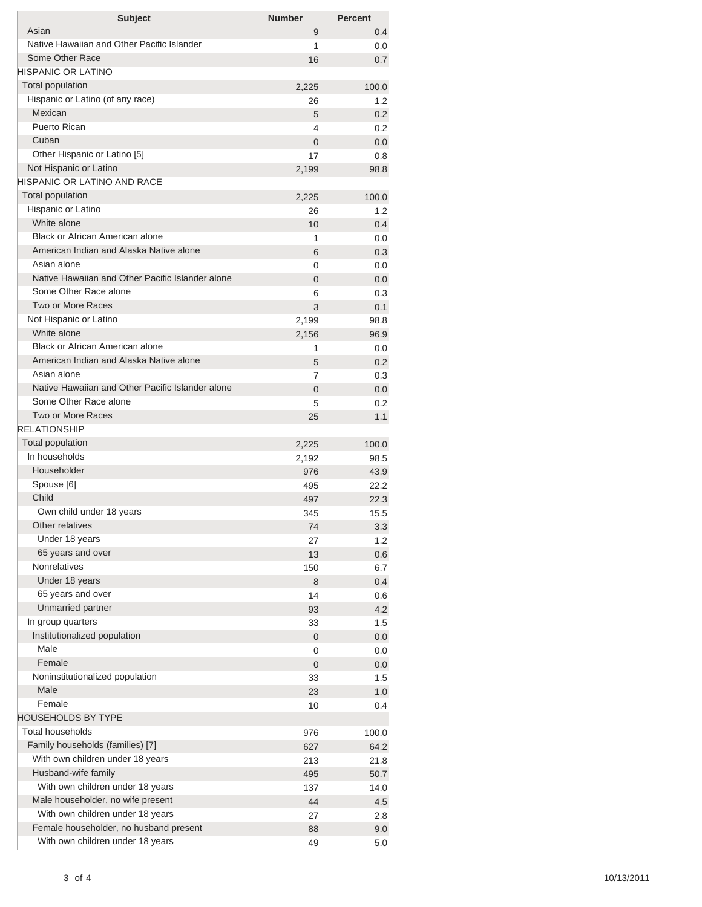| Subject | Number | Percent |
| --- | --- | --- |
| Asian | 9 | 0.4 |
| Native Hawaiian and Other Pacific Islander | 1 | 0.0 |
| Some Other Race | 16 | 0.7 |
| HISPANIC OR LATINO | | |
| Total population | 2,225 | 100.0 |
| Hispanic or Latino (of any race) | 26 | 1.2 |
| Mexican | 5 | 0.2 |
| Puerto Rican | 4 | 0.2 |
| Cuban | 0 | 0.0 |
| Other Hispanic or Latino [5] | 17 | 0.8 |
| Not Hispanic or Latino | 2,199 | 98.8 |
| HISPANIC OR LATINO AND RACE | | |
| Total population | 2,225 | 100.0 |
| Hispanic or Latino | 26 | 1.2 |
| White alone | 10 | 0.4 |
| Black or African American alone | 1 | 0.0 |
| American Indian and Alaska Native alone | 6 | 0.3 |
| Asian alone | 0 | 0.0 |
| Native Hawaiian and Other Pacific Islander alone | 0 | 0.0 |
| Some Other Race alone | 6 | 0.3 |
| Two or More Races | 3 | 0.1 |
| Not Hispanic or Latino | 2,199 | 98.8 |
| White alone | 2,156 | 96.9 |
| Black or African American alone | 1 | 0.0 |
| American Indian and Alaska Native alone | 5 | 0.2 |
| Asian alone | 7 | 0.3 |
| Native Hawaiian and Other Pacific Islander alone | 0 | 0.0 |
| Some Other Race alone | 5 | 0.2 |
| Two or More Races | 25 | 1.1 |
| RELATIONSHIP | | |
| Total population | 2,225 | 100.0 |
| In households | 2,192 | 98.5 |
| Householder | 976 | 43.9 |
| Spouse [6] | 495 | 22.2 |
| Child | 497 | 22.3 |
| Own child under 18 years | 345 | 15.5 |
| Other relatives | 74 | 3.3 |
| Under 18 years | 27 | 1.2 |
| 65 years and over | 13 | 0.6 |
| Nonrelatives | 150 | 6.7 |
| Under 18 years | 8 | 0.4 |
| 65 years and over | 14 | 0.6 |
| Unmarried partner | 93 | 4.2 |
| In group quarters | 33 | 1.5 |
| Institutionalized population | 0 | 0.0 |
| Male | 0 | 0.0 |
| Female | 0 | 0.0 |
| Noninstitutionalized population | 33 | 1.5 |
| Male | 23 | 1.0 |
| Female | 10 | 0.4 |
| HOUSEHOLDS BY TYPE | | |
| Total households | 976 | 100.0 |
| Family households (families) [7] | 627 | 64.2 |
| With own children under 18 years | 213 | 21.8 |
| Husband-wife family | 495 | 50.7 |
| With own children under 18 years | 137 | 14.0 |
| Male householder, no wife present | 44 | 4.5 |
| With own children under 18 years | 27 | 2.8 |
| Female householder, no husband present | 88 | 9.0 |
| With own children under 18 years | 49 | 5.0 |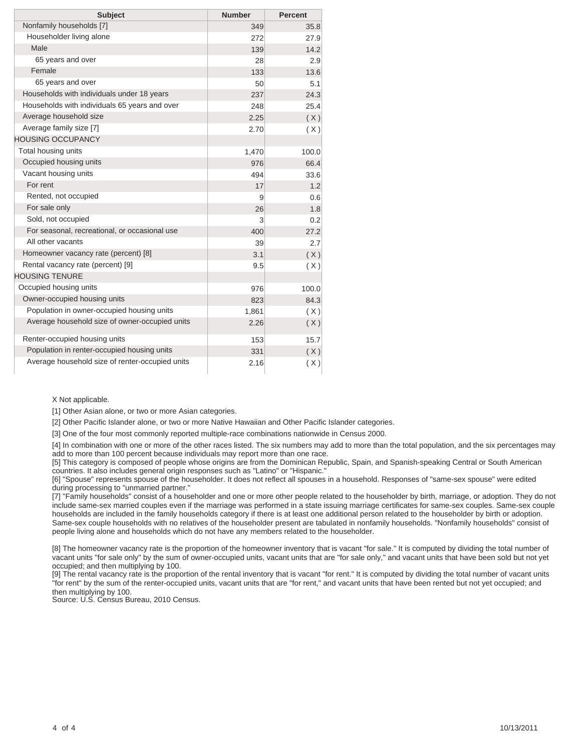| Subject | Number | Percent |
|---|---|---|
| Nonfamily households [7] | 349 | 35.8 |
| Householder living alone | 272 | 27.9 |
| Male | 139 | 14.2 |
| 65 years and over | 28 | 2.9 |
| Female | 133 | 13.6 |
| 65 years and over | 50 | 5.1 |
| Households with individuals under 18 years | 237 | 24.3 |
| Households with individuals 65 years and over | 248 | 25.4 |
| Average household size | 2.25 | ( X ) |
| Average family size [7] | 2.70 | ( X ) |
| HOUSING OCCUPANCY | | |
| Total housing units | 1,470 | 100.0 |
| Occupied housing units | 976 | 66.4 |
| Vacant housing units | 494 | 33.6 |
| For rent | 17 | 1.2 |
| Rented, not occupied | 9 | 0.6 |
| For sale only | 26 | 1.8 |
| Sold, not occupied | 3 | 0.2 |
| For seasonal, recreational, or occasional use | 400 | 27.2 |
| All other vacants | 39 | 2.7 |
| Homeowner vacancy rate (percent) [8] | 3.1 | ( X ) |
| Rental vacancy rate (percent) [9] | 9.5 | ( X ) |
| HOUSING TENURE | | |
| Occupied housing units | 976 | 100.0 |
| Owner-occupied housing units | 823 | 84.3 |
| Population in owner-occupied housing units | 1,861 | ( X ) |
| Average household size of owner-occupied units | 2.26 | ( X ) |
| Renter-occupied housing units | 153 | 15.7 |
| Population in renter-occupied housing units | 331 | ( X ) |
| Average household size of renter-occupied units | 2.16 | ( X ) |

X Not applicable.

[1] Other Asian alone, or two or more Asian categories.

[2] Other Pacific Islander alone, or two or more Native Hawaiian and Other Pacific Islander categories.

[3] One of the four most commonly reported multiple-race combinations nationwide in Census 2000.

[4] In combination with one or more of the other races listed. The six numbers may add to more than the total population, and the six percentages may add to more than 100 percent because individuals may report more than one race.

[5] This category is composed of people whose origins are from the Dominican Republic, Spain, and Spanish-speaking Central or South American countries. It also includes general origin responses such as "Latino" or "Hispanic."

[6] "Spouse" represents spouse of the householder. It does not reflect all spouses in a household. Responses of "same-sex spouse" were edited during processing to "unmarried partner."

[7] "Family households" consist of a householder and one or more other people related to the householder by birth, marriage, or adoption. They do not include same-sex married couples even if the marriage was performed in a state issuing marriage certificates for same-sex couples. Same-sex couple households are included in the family households category if there is at least one additional person related to the householder by birth or adoption. Same-sex couple households with no relatives of the householder present are tabulated in nonfamily households. "Nonfamily households" consist of people living alone and households which do not have any members related to the householder.

[8] The homeowner vacancy rate is the proportion of the homeowner inventory that is vacant "for sale." It is computed by dividing the total number of vacant units "for sale only" by the sum of owner-occupied units, vacant units that are "for sale only," and vacant units that have been sold but not yet occupied; and then multiplying by 100.

[9] The rental vacancy rate is the proportion of the rental inventory that is vacant "for rent." It is computed by dividing the total number of vacant units "for rent" by the sum of the renter-occupied units, vacant units that are "for rent," and vacant units that have been rented but not yet occupied; and then multiplying by 100.

Source: U.S. Census Bureau, 2010 Census.